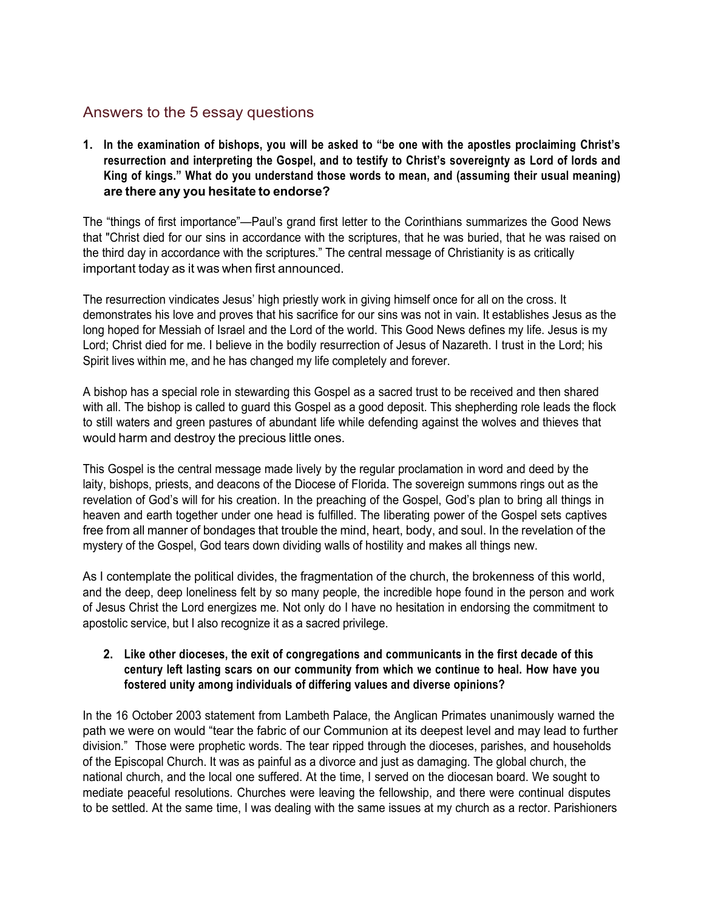## Answers to the 5 essay questions

1. **In the examination of bishops, you will be asked to "be one with the apostles proclaiming Christ's resurrection and interpreting the Gospel, and to testify to Christ's sovereignty as Lord of lords and King of kings." What do you understand those words to mean, and (assuming their usual meaning) are there any you hesitate to endorse?**

The "things of first importance"—Paul's grand first letter to the Corinthians summarizes the Good News that "Christ died for our sins in accordance with the scriptures, that he was buried, that he was raised on the third day in accordance with the scriptures." The central message of Christianity is as critically important today as it was when first announced.

The resurrection vindicates Jesus' high priestly work in giving himself once for all on the cross. It demonstrates his love and proves that his sacrifice for our sins was not in vain. It establishes Jesus as the long hoped for Messiah of Israel and the Lord of the world. This Good News defines my life. Jesus is my Lord; Christ died for me. I believe in the bodily resurrection of Jesus of Nazareth. I trust in the Lord; his Spirit lives within me, and he has changed my life completely and forever.

A bishop has a special role in stewarding this Gospel as a sacred trust to be received and then shared with all. The bishop is called to guard this Gospel as a good deposit. This shepherding role leads the flock to still waters and green pastures of abundant life while defending against the wolves and thieves that would harm and destroy the precious little ones.

This Gospel is the central message made lively by the regular proclamation in word and deed by the laity, bishops, priests, and deacons of the Diocese of Florida. The sovereign summons rings out as the revelation of God's will for his creation. In the preaching of the Gospel, God's plan to bring all things in heaven and earth together under one head is fulfilled. The liberating power of the Gospel sets captives free from all manner of bondages that trouble the mind, heart, body, and soul. In the revelation of the mystery of the Gospel, God tears down dividing walls of hostility and makes all things new.

As I contemplate the political divides, the fragmentation of the church, the brokenness of this world, and the deep, deep loneliness felt by so many people, the incredible hope found in the person and work of Jesus Christ the Lord energizes me. Not only do I have no hesitation in endorsing the commitment to apostolic service, but I also recognize it as a sacred privilege.

2. **Like other dioceses, the exit of congregations and communicants in the first decade of this century left lasting scars on our community from which we continue to heal. How have you fostered unity among individuals of differing values and diverse opinions?**

In the 16 October 2003 statement from Lambeth Palace, the Anglican Primates unanimously warned the path we were on would "tear the fabric of our Communion at its deepest level and may lead to further division." Those were prophetic words. The tear ripped through the dioceses, parishes, and households of the Episcopal Church. It was as painful as a divorce and just as damaging. The global church, the national church, and the local one suffered. At the time, I served on the diocesan board. We sought to mediate peaceful resolutions. Churches were leaving the fellowship, and there were continual disputes to be settled. At the same time, I was dealing with the same issues at my church as a rector. Parishioners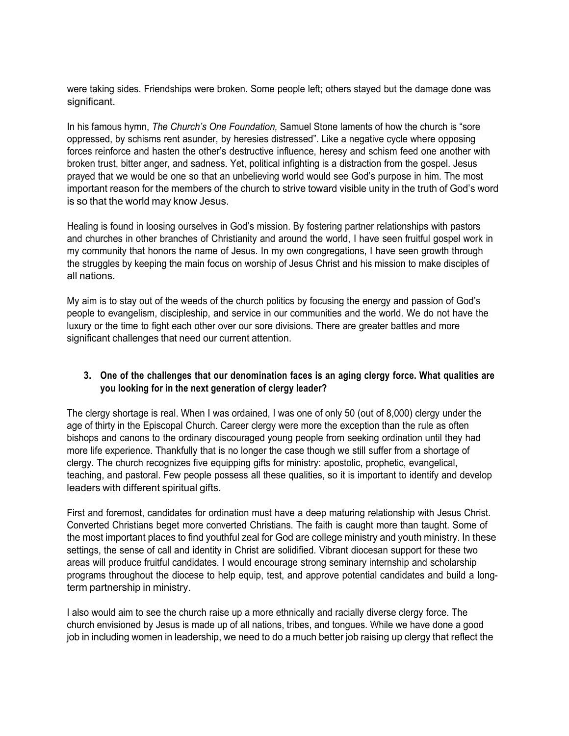were taking sides. Friendships were broken. Some people left; others stayed but the damage done was significant.

In his famous hymn, *The Church's One Foundation,* Samuel Stone laments of how the church is "sore oppressed, by schisms rent asunder, by heresies distressed". Like a negative cycle where opposing forces reinforce and hasten the other's destructive influence, heresy and schism feed one another with broken trust, bitter anger, and sadness. Yet, political infighting is a distraction from the gospel. Jesus prayed that we would be one so that an unbelieving world would see God's purpose in him. The most important reason for the members of the church to strive toward visible unity in the truth of God's word is so that the world may know Jesus.

Healing is found in loosing ourselves in God's mission. By fostering partner relationships with pastors and churches in other branches of Christianity and around the world, I have seen fruitful gospel work in my community that honors the name of Jesus. In my own congregations, I have seen growth through the struggles by keeping the main focus on worship of Jesus Christ and his mission to make disciples of all nations.

My aim is to stay out of the weeds of the church politics by focusing the energy and passion of God's people to evangelism, discipleship, and service in our communities and the world. We do not have the luxury or the time to fight each other over our sore divisions. There are greater battles and more significant challenges that need our current attention.

3. **One of the challenges that our denomination faces is an aging clergy force. What qualities are you looking for in the next generation of clergy leader?**

The clergy shortage is real. When I was ordained, I was one of only 50 (out of 8,000) clergy under the age of thirty in the Episcopal Church. Career clergy were more the exception than the rule as often bishops and canons to the ordinary discouraged young people from seeking ordination until they had more life experience. Thankfully that is no longer the case though we still suffer from a shortage of clergy. The church recognizes five equipping gifts for ministry: apostolic, prophetic, evangelical, teaching, and pastoral. Few people possess all these qualities, so it is important to identify and develop leaders with different spiritual gifts.

First and foremost, candidates for ordination must have a deep maturing relationship with Jesus Christ. Converted Christians beget more converted Christians. The faith is caught more than taught. Some of the most important places to find youthful zeal for God are college ministry and youth ministry. In these settings, the sense of call and identity in Christ are solidified. Vibrant diocesan support for these two areas will produce fruitful candidates. I would encourage strong seminary internship and scholarship programs throughout the diocese to help equip, test, and approve potential candidates and build a long-term partnership in ministry.

I also would aim to see the church raise up a more ethnically and racially diverse clergy force. The church envisioned by Jesus is made up of all nations, tribes, and tongues. While we have done a good job in including women in leadership, we need to do a much better job raising up clergy that reflect the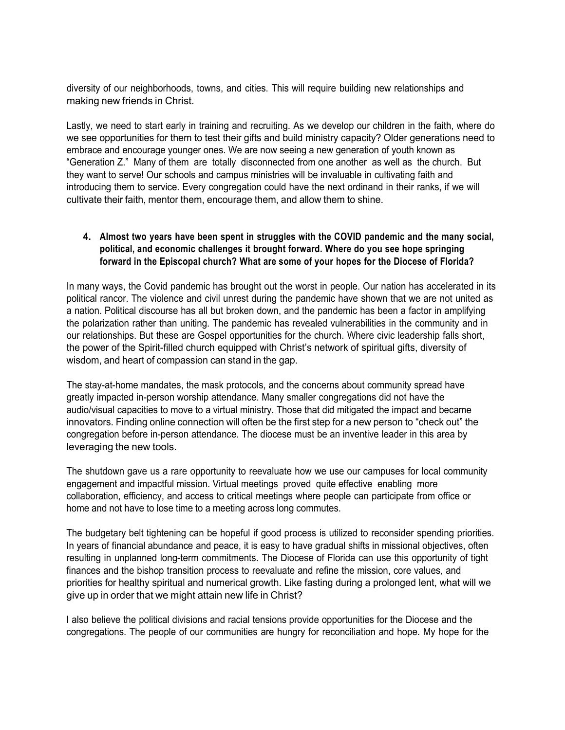diversity of our neighborhoods, towns, and cities. This will require building new relationships and making new friends in Christ.

Lastly, we need to start early in training and recruiting. As we develop our children in the faith, where do we see opportunities for them to test their gifts and build ministry capacity? Older generations need to embrace and encourage younger ones. We are now seeing a new generation of youth known as "Generation Z." Many of them are totally disconnected from one another as well as the church. But they want to serve! Our schools and campus ministries will be invaluable in cultivating faith and introducing them to service. Every congregation could have the next ordinand in their ranks, if we will cultivate their faith, mentor them, encourage them, and allow them to shine.

**4. Almost two years have been spent in struggles with the COVID pandemic and the many social, political, and economic challenges it brought forward. Where do you see hope springing forward in the Episcopal church? What are some of your hopes for the Diocese of Florida?**

In many ways, the Covid pandemic has brought out the worst in people. Our nation has accelerated in its political rancor. The violence and civil unrest during the pandemic have shown that we are not united as a nation. Political discourse has all but broken down, and the pandemic has been a factor in amplifying the polarization rather than uniting. The pandemic has revealed vulnerabilities in the community and in our relationships. But these are Gospel opportunities for the church. Where civic leadership falls short, the power of the Spirit-filled church equipped with Christ's network of spiritual gifts, diversity of wisdom, and heart of compassion can stand in the gap.

The stay-at-home mandates, the mask protocols, and the concerns about community spread have greatly impacted in-person worship attendance. Many smaller congregations did not have the audio/visual capacities to move to a virtual ministry. Those that did mitigated the impact and became innovators. Finding online connection will often be the first step for a new person to "check out" the congregation before in-person attendance. The diocese must be an inventive leader in this area by leveraging the new tools.

The shutdown gave us a rare opportunity to reevaluate how we use our campuses for local community engagement and impactful mission. Virtual meetings proved quite effective enabling more collaboration, efficiency, and access to critical meetings where people can participate from office or home and not have to lose time to a meeting across long commutes.

The budgetary belt tightening can be hopeful if good process is utilized to reconsider spending priorities. In years of financial abundance and peace, it is easy to have gradual shifts in missional objectives, often resulting in unplanned long-term commitments. The Diocese of Florida can use this opportunity of tight finances and the bishop transition process to reevaluate and refine the mission, core values, and priorities for healthy spiritual and numerical growth. Like fasting during a prolonged lent, what will we give up in order that we might attain new life in Christ?

I also believe the political divisions and racial tensions provide opportunities for the Diocese and the congregations. The people of our communities are hungry for reconciliation and hope. My hope for the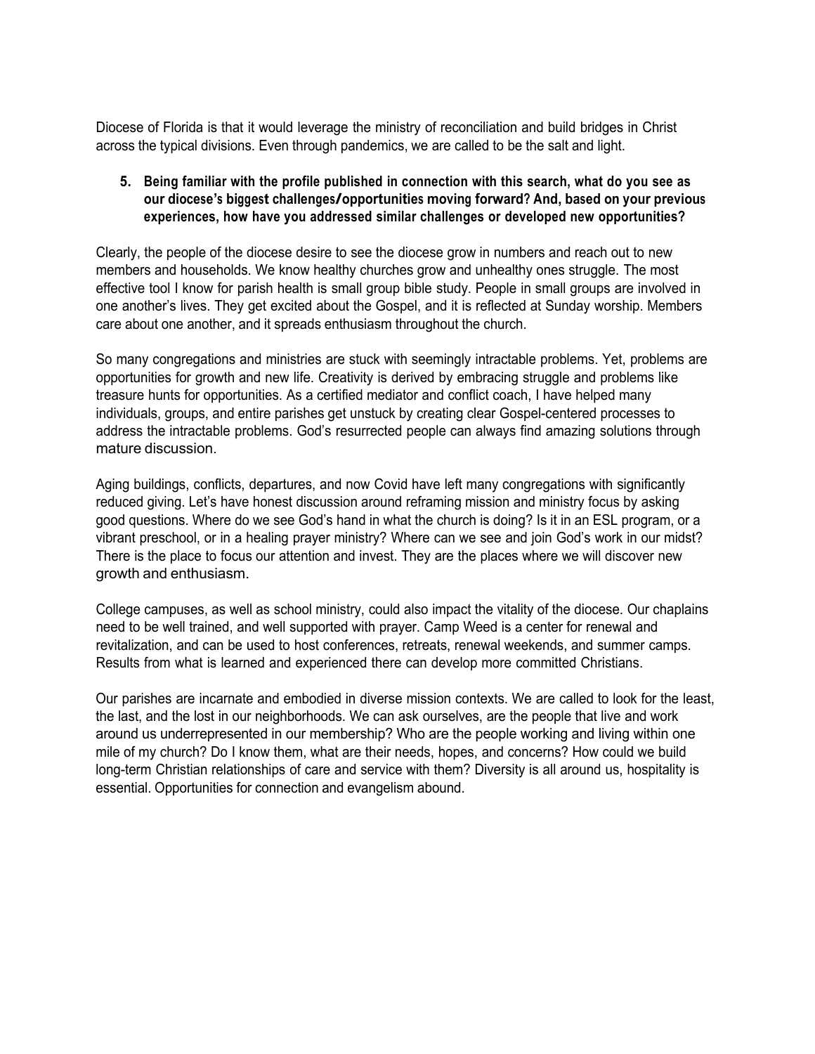Diocese of Florida is that it would leverage the ministry of reconciliation and build bridges in Christ across the typical divisions. Even through pandemics, we are called to be the salt and light.

5. **Being familiar with the profile published in connection with this search, what do you see as our diocese's biggest challenges/opportunities moving forward? And, based on your previous experiences, how have you addressed similar challenges or developed new opportunities?**

Clearly, the people of the diocese desire to see the diocese grow in numbers and reach out to new members and households. We know healthy churches grow and unhealthy ones struggle. The most effective tool I know for parish health is small group bible study. People in small groups are involved in one another's lives. They get excited about the Gospel, and it is reflected at Sunday worship. Members care about one another, and it spreads enthusiasm throughout the church.

So many congregations and ministries are stuck with seemingly intractable problems. Yet, problems are opportunities for growth and new life. Creativity is derived by embracing struggle and problems like treasure hunts for opportunities. As a certified mediator and conflict coach, I have helped many individuals, groups, and entire parishes get unstuck by creating clear Gospel-centered processes to address the intractable problems. God's resurrected people can always find amazing solutions through mature discussion.

Aging buildings, conflicts, departures, and now Covid have left many congregations with significantly reduced giving. Let's have honest discussion around reframing mission and ministry focus by asking good questions. Where do we see God's hand in what the church is doing? Is it in an ESL program, or a vibrant preschool, or in a healing prayer ministry? Where can we see and join God's work in our midst? There is the place to focus our attention and invest. They are the places where we will discover new growth and enthusiasm.

College campuses, as well as school ministry, could also impact the vitality of the diocese. Our chaplains need to be well trained, and well supported with prayer. Camp Weed is a center for renewal and revitalization, and can be used to host conferences, retreats, renewal weekends, and summer camps. Results from what is learned and experienced there can develop more committed Christians.

Our parishes are incarnate and embodied in diverse mission contexts. We are called to look for the least, the last, and the lost in our neighborhoods. We can ask ourselves, are the people that live and work around us underrepresented in our membership? Who are the people working and living within one mile of my church? Do I know them, what are their needs, hopes, and concerns? How could we build long-term Christian relationships of care and service with them? Diversity is all around us, hospitality is essential. Opportunities for connection and evangelism abound.